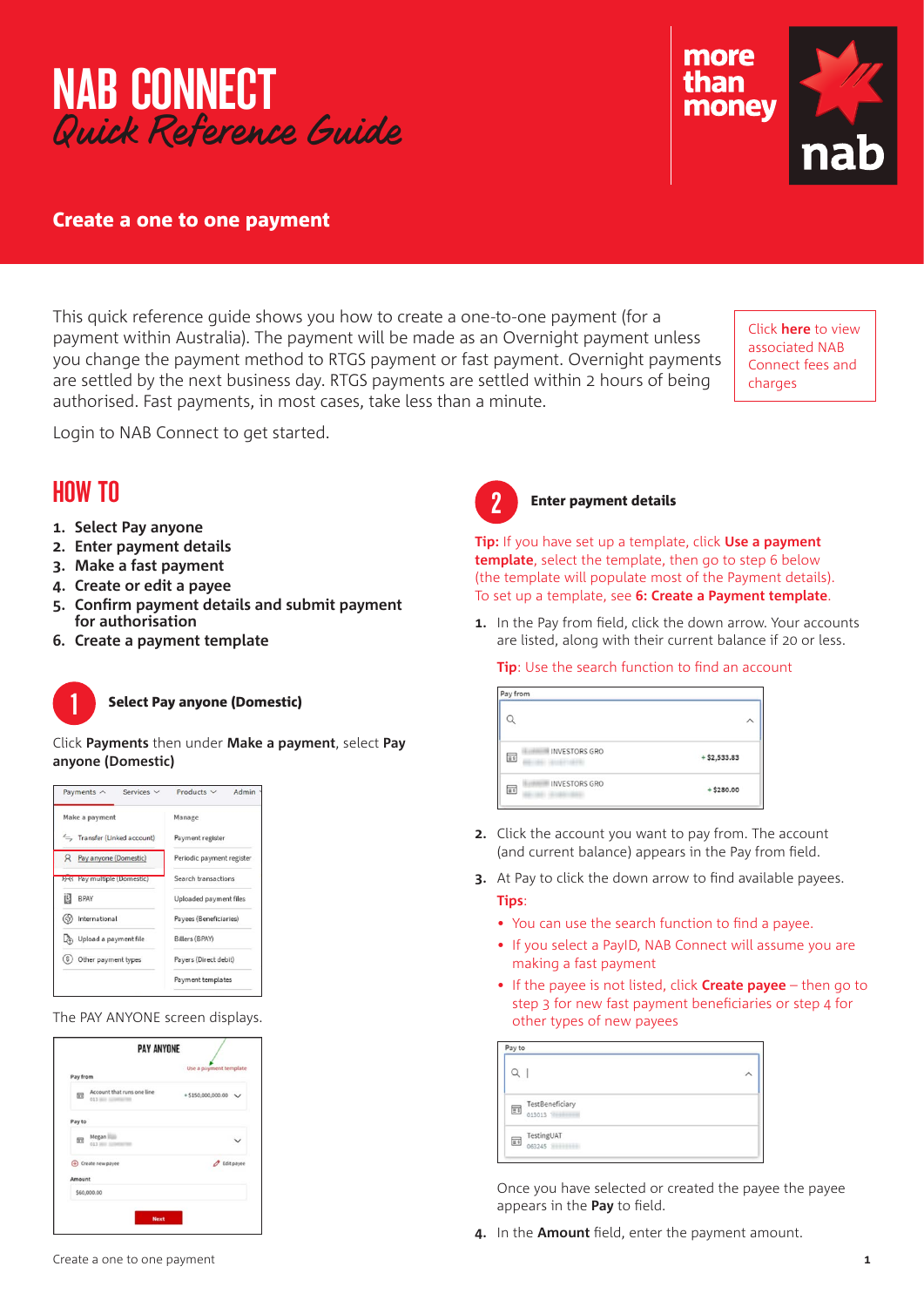# NAB CONNECT
*Quick Reference Guide*

more than money

nab

## Create a one to one payment

This quick reference guide shows you how to create a one-to-one payment (for a payment within Australia). The payment will be made as an Overnight payment unless you change the payment method to RTGS payment or fast payment. Overnight payments are settled by the next business day. RTGS payments are settled within 2 hours of being authorised. Fast payments, in most cases, take less than a minute.

Click **here** to view associated NAB Connect fees and charges

Login to NAB Connect to get started.

## HOW TO

1. **Select Pay anyone**
2. **Enter payment details**
3. **Make a fast payment**
4. **Create or edit a payee**
5. **Confirm payment details and submit payment for authorisation**
6. **Create a payment template**

### 1 Select Pay anyone (Domestic)

Click **Payments** then under **Make a payment**, select **Pay anyone (Domestic)**

The PAY ANYONE screen displays.

### 2 Enter payment details

**Tip:** If you have set up a template, click **Use a payment template**, select the template, then go to step 6 below (the template will populate most of the Payment details). To set up a template, see **6: Create a Payment template**.

1. In the Pay from field, click the down arrow. Your accounts are listed, along with their current balance if 20 or less.

   **Tip**: Use the search function to find an account

2. Click the account you want to pay from. The account (and current balance) appears in the Pay from field.

3. At Pay to click the down arrow to find available payees.

   **Tips**:
   - You can use the search function to find a payee.
   - If you select a PayID, NAB Connect will assume you are making a fast payment
   - If the payee is not listed, click **Create payee** – then go to step 3 for new fast payment beneficiaries or step 4 for other types of new payees

   Once you have selected or created the payee the payee appears in the **Pay** to field.

4. In the **Amount** field, enter the payment amount.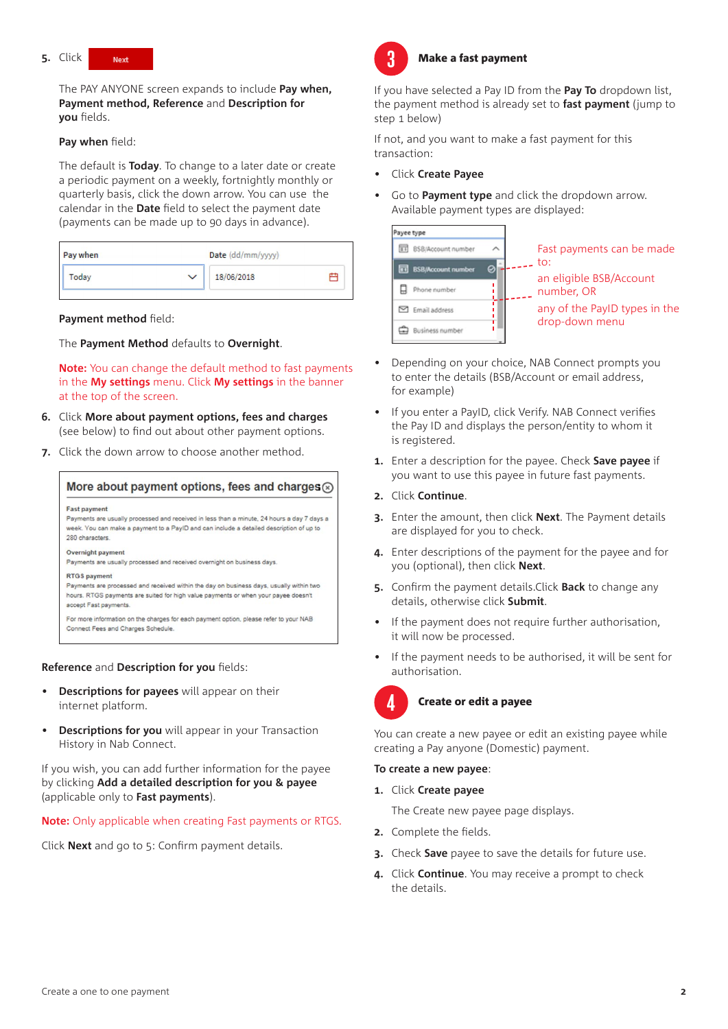5. Click **Next**

The PAY ANYONE screen expands to include **Pay when, Payment method, Reference** and **Description for you** fields.

**Pay when** field:

The default is **Today**. To change to a later date or create a periodic payment on a weekly, fortnightly monthly or quarterly basis, click the down arrow. You can use the calendar in the **Date** field to select the payment date (payments can be made up to 90 days in advance).

| Pay when | Date (dd/mm/yyyy) |
| --- | --- |
| Today | 18/06/2018 |

**Payment method** field:

The **Payment Method** defaults to **Overnight**.

**Note:** You can change the default method to fast payments in the **My settings** menu. Click **My settings** in the banner at the top of the screen.

6. Click **More about payment options, fees and charges** (see below) to find out about other payment options.
7. Click the down arrow to choose another method.

**More about payment options, fees and charges**

**Fast payment**
Payments are usually processed and received in less than a minute, 24 hours a day 7 days a week. You can make a payment to a PayID and can include a detailed description of up to 280 characters.

**Overnight payment**
Payments are usually processed and received overnight on business days.

**RTGS payment**
Payments are processed and received within the day on business days, usually within two hours. RTGS payments are suited for high value payments or when your payee doesn't accept Fast payments.

For more information on the charges for each payment option, please refer to your NAB Connect Fees and Charges Schedule.

**Reference** and **Description for you** fields:

- **Descriptions for payees** will appear on their internet platform.
- **Descriptions for you** will appear in your Transaction History in Nab Connect.

If you wish, you can add further information for the payee by clicking **Add a detailed description for you & payee** (applicable only to **Fast payments**).

**Note:** Only applicable when creating Fast payments or RTGS.

Click **Next** and go to 5: Confirm payment details.

## 3 Make a fast payment

If you have selected a Pay ID from the **Pay To** dropdown list, the payment method is already set to **fast payment** (jump to step 1 below)

If not, and you want to make a fast payment for this transaction:

- Click **Create Payee**
- Go to **Payment type** and click the dropdown arrow. Available payment types are displayed:

Payee type
- BSB/Account number
- BSB/Account number
- Phone number
- Email address
- Business number

Fast payments can be made to:
an eligible BSB/Account number, OR
any of the PayID types in the drop-down menu

- Depending on your choice, NAB Connect prompts you to enter the details (BSB/Account or email address, for example)
- If you enter a PayID, click Verify. NAB Connect verifies the Pay ID and displays the person/entity to whom it is registered.

1. Enter a description for the payee. Check **Save payee** if you want to use this payee in future fast payments.
2. Click **Continue**.
3. Enter the amount, then click **Next**. The Payment details are displayed for you to check.
4. Enter descriptions of the payment for the payee and for you (optional), then click **Next**.
5. Confirm the payment details.Click **Back** to change any details, otherwise click **Submit**.

- If the payment does not require further authorisation, it will now be processed.
- If the payment needs to be authorised, it will be sent for authorisation.

## 4 Create or edit a payee

You can create a new payee or edit an existing payee while creating a Pay anyone (Domestic) payment.

**To create a new payee**:

1. Click **Create payee**

   The Create new payee page displays.
2. Complete the fields.
3. Check **Save** payee to save the details for future use.
4. Click **Continue**. You may receive a prompt to check the details.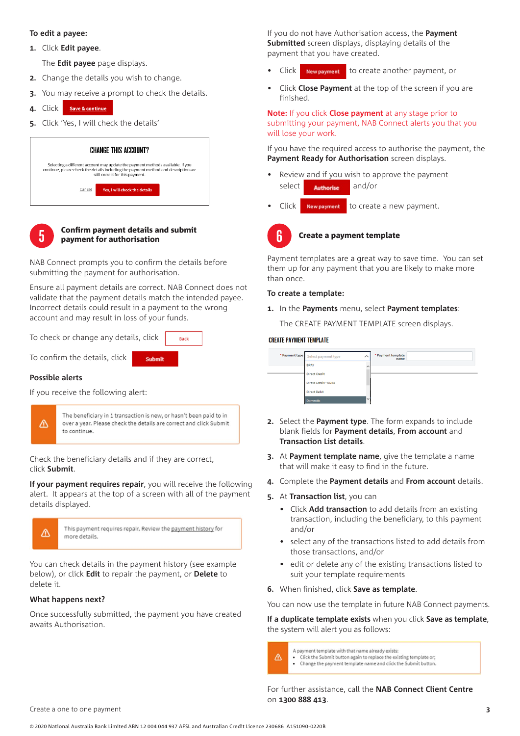**To edit a payee:**

1. Click **Edit payee**.

   The **Edit payee** page displays.
2. Change the details you wish to change.
3. You may receive a prompt to check the details.
4. Click Save & continue
5. Click 'Yes, I will check the details'

CHANGE THIS ACCOUNT?

Selecting a different account may update the payment methods available. If you continue, please check the details including the payment method and description are still correct for this payment.

Cancel | Yes, I will check the details

## 5 Confirm payment details and submit payment for authorisation

NAB Connect prompts you to confirm the details before submitting the payment for authorisation.

Ensure all payment details are correct. NAB Connect does not validate that the payment details match the intended payee. Incorrect details could result in a payment to the wrong account and may result in loss of your funds.

To check or change any details, click Back

To confirm the details, click Submit

### Possible alerts

If you receive the following alert:

The beneficiary in 1 transaction is new, or hasn't been paid to in over a year. Please check the details are correct and click Submit to continue.

Check the beneficiary details and if they are correct, click **Submit**.

**If your payment requires repair**, you will receive the following alert. It appears at the top of a screen with all of the payment details displayed.

This payment requires repair. Review the payment history for more details.

You can check details in the payment history (see example below), or click **Edit** to repair the payment, or **Delete** to delete it.

### What happens next?

Once successfully submitted, the payment you have created awaits Authorisation.

If you do not have Authorisation access, the **Payment Submitted** screen displays, displaying details of the payment that you have created.

- Click New payment to create another payment, or
- Click **Close Payment** at the top of the screen if you are finished.

**Note:** If you click **Close payment** at any stage prior to submitting your payment, NAB Connect alerts you that you will lose your work.

If you have the required access to authorise the payment, the **Payment Ready for Authorisation** screen displays.

- Review and if you wish to approve the payment select Authorise and/or
- Click New payment to create a new payment.

## 6 Create a payment template

Payment templates are a great way to save time. You can set them up for any payment that you are likely to make more than once.

**To create a template:**

1. In the **Payments** menu, select **Payment templates**:

   The CREATE PAYMENT TEMPLATE screen displays.

CREATE PAYMENT TEMPLATE

* Payment type: Select payment type (BPAY, Direct Credit, Direct Credit - GDES, Direct Debit, Domestic)
* Payment template name

2. Select the **Payment type**. The form expands to include blank fields for **Payment details**, **From account** and **Transaction List details**.
3. At **Payment template name**, give the template a name that will make it easy to find in the future.
4. Complete the **Payment details** and **From account** details.
5. At **Transaction list**, you can
   - Click **Add transaction** to add details from an existing transaction, including the beneficiary, to this payment and/or
   - select any of the transactions listed to add details from those transactions, and/or
   - edit or delete any of the existing transactions listed to suit your template requirements
6. When finished, click **Save as template**.

You can now use the template in future NAB Connect payments.

**If a duplicate template exists** when you click **Save as template**, the system will alert you as follows:

A payment template with that name already exists:
- Click the Submit button again to replace the existing template or;
- Change the payment template name and click the Submit button.

For further assistance, call the **NAB Connect Client Centre** on **1300 888 413**.

Create a one to one payment

© 2020 National Australia Bank Limited ABN 12 004 044 937 AFSL and Australian Credit Licence 230686 A151090-0220B